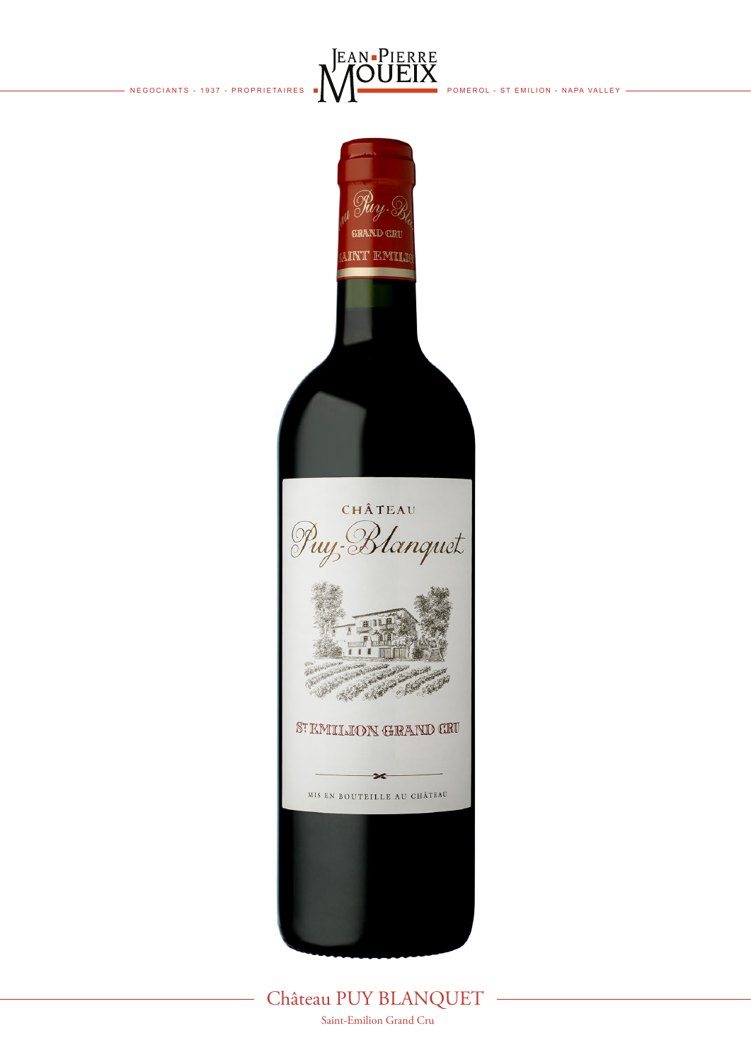NEGOCIANTS - 1937 - PROPRIETAIRES **JEAN-PIERRE MOUEIX** POMEROL - ST EMILION - NAPA VALLEY

# Château PUY BLANQUET

Saint-Emilion Grand Cru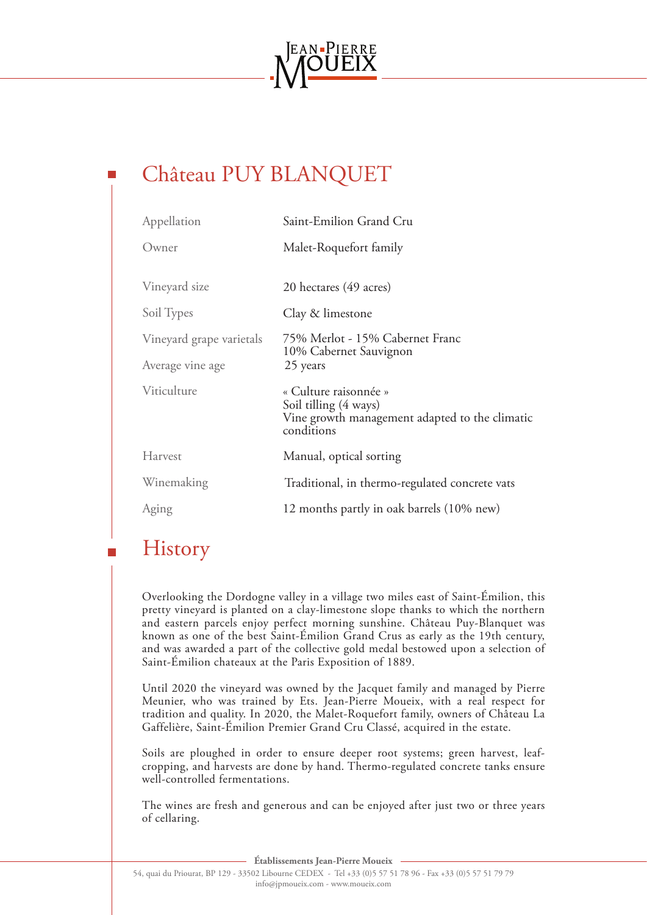# Château PUY BLANQUET

| | |
|---|---|
| Appellation | Saint-Emilion Grand Cru |
| Owner | Malet-Roquefort family |
| Vineyard size | 20 hectares (49 acres) |
| Soil Types | Clay & limestone |
| Vineyard grape varietals | 75% Merlot - 15% Cabernet Franc<br>10% Cabernet Sauvignon |
| Average vine age | 25 years |
| Viticulture | « Culture raisonnée »<br>Soil tilling (4 ways)<br>Vine growth management adapted to the climatic conditions |
| Harvest | Manual, optical sorting |
| Winemaking | Traditional, in thermo-regulated concrete vats |
| Aging | 12 months partly in oak barrels (10% new) |

## History

Overlooking the Dordogne valley in a village two miles east of Saint-Émilion, this pretty vineyard is planted on a clay-limestone slope thanks to which the northern and eastern parcels enjoy perfect morning sunshine. Château Puy-Blanquet was known as one of the best Saint-Émilion Grand Crus as early as the 19th century, and was awarded a part of the collective gold medal bestowed upon a selection of Saint-Émilion chateaux at the Paris Exposition of 1889.

Until 2020 the vineyard was owned by the Jacquet family and managed by Pierre Meunier, who was trained by Ets. Jean-Pierre Moueix, with a real respect for tradition and quality. In 2020, the Malet-Roquefort family, owners of Château La Gaffelière, Saint-Émilion Premier Grand Cru Classé, acquired in the estate.

Soils are ploughed in order to ensure deeper root systems; green harvest, leaf-cropping, and harvests are done by hand. Thermo-regulated concrete tanks ensure well-controlled fermentations.

The wines are fresh and generous and can be enjoyed after just two or three years of cellaring.